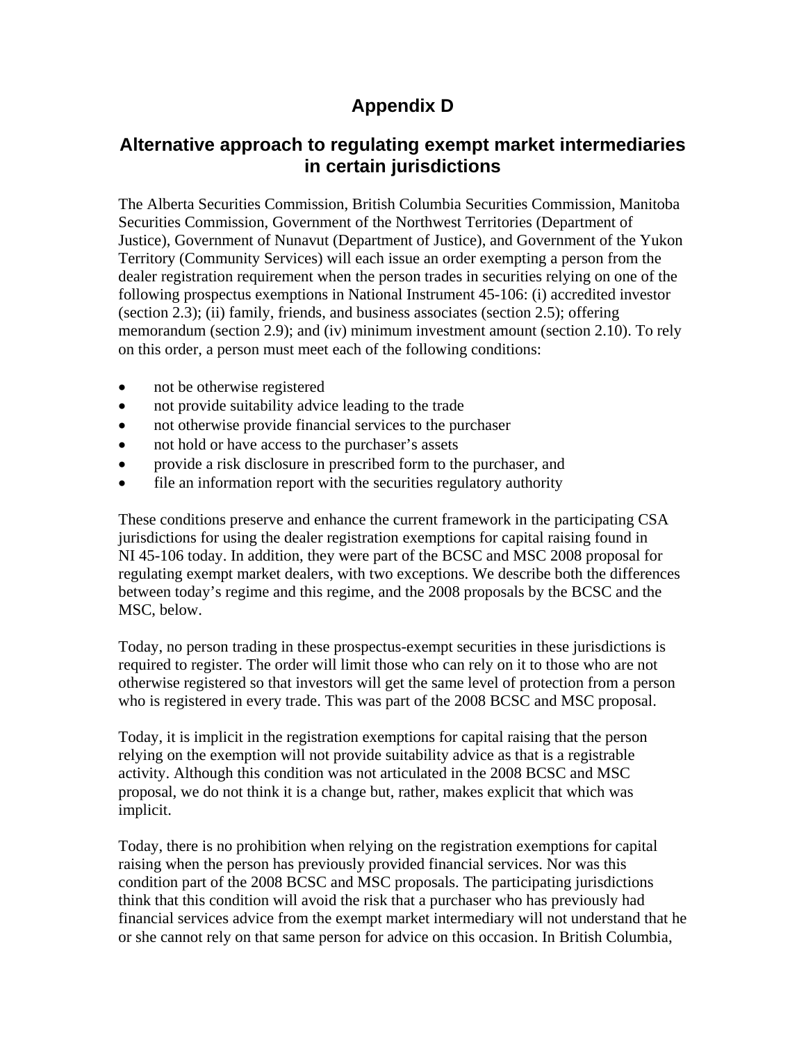# Appendix D

## Alternative approach to regulating exempt market intermediaries in certain jurisdictions

The Alberta Securities Commission, British Columbia Securities Commission, Manitoba Securities Commission, Government of the Northwest Territories (Department of Justice), Government of Nunavut (Department of Justice), and Government of the Yukon Territory (Community Services) will each issue an order exempting a person from the dealer registration requirement when the person trades in securities relying on one of the following prospectus exemptions in National Instrument 45-106: (i) accredited investor (section 2.3); (ii) family, friends, and business associates (section 2.5); offering memorandum (section 2.9); and (iv) minimum investment amount (section 2.10). To rely on this order, a person must meet each of the following conditions:

- not be otherwise registered
- not provide suitability advice leading to the trade
- not otherwise provide financial services to the purchaser
- not hold or have access to the purchaser's assets
- provide a risk disclosure in prescribed form to the purchaser, and
- file an information report with the securities regulatory authority

These conditions preserve and enhance the current framework in the participating CSA jurisdictions for using the dealer registration exemptions for capital raising found in NI 45-106 today. In addition, they were part of the BCSC and MSC 2008 proposal for regulating exempt market dealers, with two exceptions. We describe both the differences between today's regime and this regime, and the 2008 proposals by the BCSC and the MSC, below.

Today, no person trading in these prospectus-exempt securities in these jurisdictions is required to register. The order will limit those who can rely on it to those who are not otherwise registered so that investors will get the same level of protection from a person who is registered in every trade. This was part of the 2008 BCSC and MSC proposal.

Today, it is implicit in the registration exemptions for capital raising that the person relying on the exemption will not provide suitability advice as that is a registrable activity. Although this condition was not articulated in the 2008 BCSC and MSC proposal, we do not think it is a change but, rather, makes explicit that which was implicit.

Today, there is no prohibition when relying on the registration exemptions for capital raising when the person has previously provided financial services. Nor was this condition part of the 2008 BCSC and MSC proposals. The participating jurisdictions think that this condition will avoid the risk that a purchaser who has previously had financial services advice from the exempt market intermediary will not understand that he or she cannot rely on that same person for advice on this occasion. In British Columbia,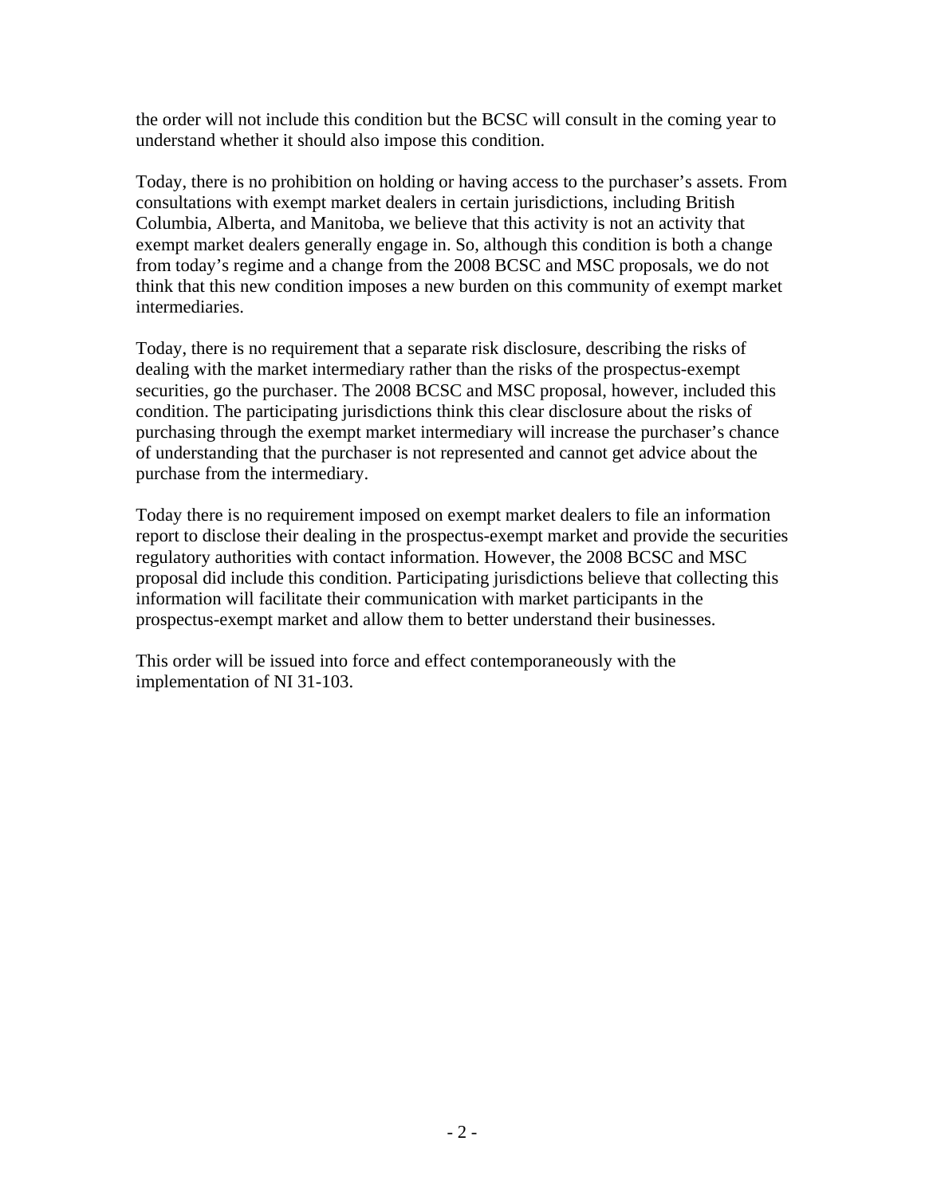the order will not include this condition but the BCSC will consult in the coming year to understand whether it should also impose this condition.

Today, there is no prohibition on holding or having access to the purchaser's assets. From consultations with exempt market dealers in certain jurisdictions, including British Columbia, Alberta, and Manitoba, we believe that this activity is not an activity that exempt market dealers generally engage in. So, although this condition is both a change from today's regime and a change from the 2008 BCSC and MSC proposals, we do not think that this new condition imposes a new burden on this community of exempt market intermediaries.

Today, there is no requirement that a separate risk disclosure, describing the risks of dealing with the market intermediary rather than the risks of the prospectus-exempt securities, go the purchaser. The 2008 BCSC and MSC proposal, however, included this condition. The participating jurisdictions think this clear disclosure about the risks of purchasing through the exempt market intermediary will increase the purchaser's chance of understanding that the purchaser is not represented and cannot get advice about the purchase from the intermediary.

Today there is no requirement imposed on exempt market dealers to file an information report to disclose their dealing in the prospectus-exempt market and provide the securities regulatory authorities with contact information. However, the 2008 BCSC and MSC proposal did include this condition. Participating jurisdictions believe that collecting this information will facilitate their communication with market participants in the prospectus-exempt market and allow them to better understand their businesses.

This order will be issued into force and effect contemporaneously with the implementation of NI 31-103.